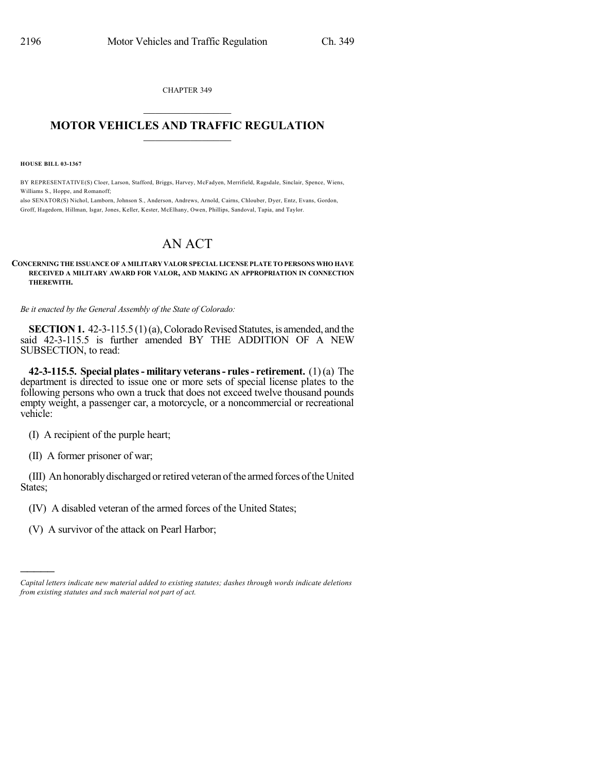CHAPTER 349

# MOTOR VEHICLES AND TRAFFIC REGULATION

**HOUSE BILL 03-1367**

BY REPRESENTATIVE(S) Cloer, Larson, Stafford, Briggs, Harvey, McFadyen, Merrifield, Ragsdale, Sinclair, Spence, Wiens, Williams S., Hoppe, and Romanoff;
also SENATOR(S) Nichol, Lamborn, Johnson S., Anderson, Andrews, Arnold, Cairns, Chlouber, Dyer, Entz, Evans, Gordon, Groff, Hagedorn, Hillman, Isgar, Jones, Keller, Kester, McElhany, Owen, Phillips, Sandoval, Tapia, and Taylor.

# AN ACT

**CONCERNING THE ISSUANCE OF A MILITARY VALOR SPECIAL LICENSE PLATE TO PERSONS WHO HAVE RECEIVED A MILITARY AWARD FOR VALOR, AND MAKING AN APPROPRIATION IN CONNECTION THEREWITH.**

*Be it enacted by the General Assembly of the State of Colorado:*

**SECTION 1.** 42-3-115.5 (1) (a), Colorado Revised Statutes, is amended, and the said 42-3-115.5 is further amended BY THE ADDITION OF A NEW SUBSECTION, to read:

**42-3-115.5. Special plates - military veterans - rules - retirement.** (1) (a) The department is directed to issue one or more sets of special license plates to the following persons who own a truck that does not exceed twelve thousand pounds empty weight, a passenger car, a motorcycle, or a noncommercial or recreational vehicle:

(I) A recipient of the purple heart;

(II) A former prisoner of war;

(III) An honorably discharged or retired veteran of the armed forces of the United States;

(IV) A disabled veteran of the armed forces of the United States;

(V) A survivor of the attack on Pearl Harbor;

---

*Capital letters indicate new material added to existing statutes; dashes through words indicate deletions from existing statutes and such material not part of act.*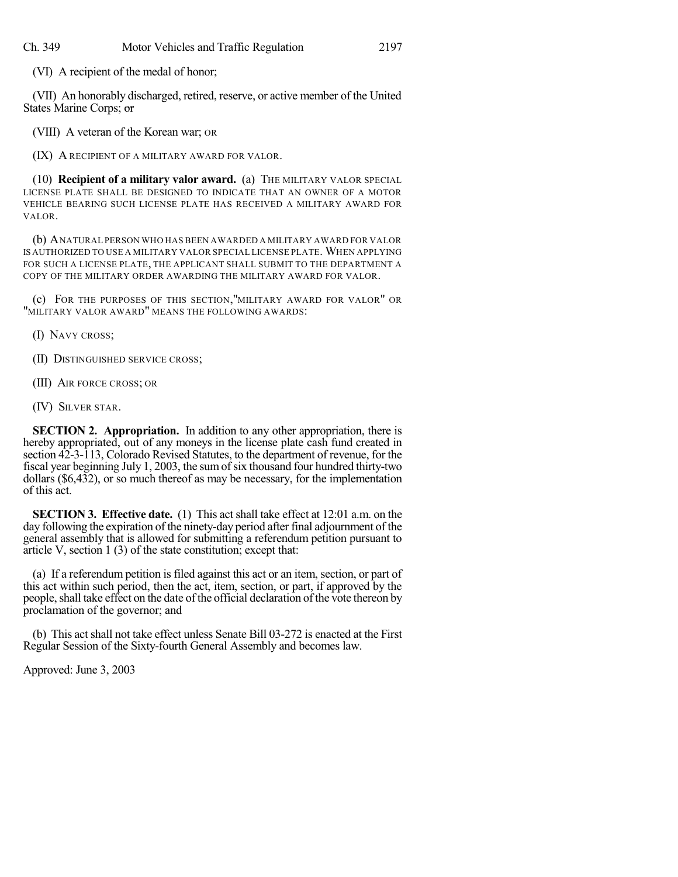(VI) A recipient of the medal of honor;

(VII) An honorably discharged, retired, reserve, or active member of the United States Marine Corps; ~~or~~

(VIII) A veteran of the Korean war; OR

(IX) A RECIPIENT OF A MILITARY AWARD FOR VALOR.

(10) **Recipient of a military valor award.** (a) THE MILITARY VALOR SPECIAL LICENSE PLATE SHALL BE DESIGNED TO INDICATE THAT AN OWNER OF A MOTOR VEHICLE BEARING SUCH LICENSE PLATE HAS RECEIVED A MILITARY AWARD FOR VALOR.

(b) A NATURAL PERSON WHO HAS BEEN AWARDED A MILITARY AWARD FOR VALOR IS AUTHORIZED TO USE A MILITARY VALOR SPECIAL LICENSE PLATE. WHEN APPLYING FOR SUCH A LICENSE PLATE, THE APPLICANT SHALL SUBMIT TO THE DEPARTMENT A COPY OF THE MILITARY ORDER AWARDING THE MILITARY AWARD FOR VALOR.

(c) FOR THE PURPOSES OF THIS SECTION, "MILITARY AWARD FOR VALOR" OR "MILITARY VALOR AWARD" MEANS THE FOLLOWING AWARDS:

(I) NAVY CROSS;

(II) DISTINGUISHED SERVICE CROSS;

(III) AIR FORCE CROSS; OR

(IV) SILVER STAR.

**SECTION 2. Appropriation.** In addition to any other appropriation, there is hereby appropriated, out of any moneys in the license plate cash fund created in section 42-3-113, Colorado Revised Statutes, to the department of revenue, for the fiscal year beginning July 1, 2003, the sum of six thousand four hundred thirty-two dollars ($6,432), or so much thereof as may be necessary, for the implementation of this act.

**SECTION 3. Effective date.** (1) This act shall take effect at 12:01 a.m. on the day following the expiration of the ninety-day period after final adjournment of the general assembly that is allowed for submitting a referendum petition pursuant to article V, section 1 (3) of the state constitution; except that:

(a) If a referendum petition is filed against this act or an item, section, or part of this act within such period, then the act, item, section, or part, if approved by the people, shall take effect on the date of the official declaration of the vote thereon by proclamation of the governor; and

(b) This act shall not take effect unless Senate Bill 03-272 is enacted at the First Regular Session of the Sixty-fourth General Assembly and becomes law.

Approved: June 3, 2003